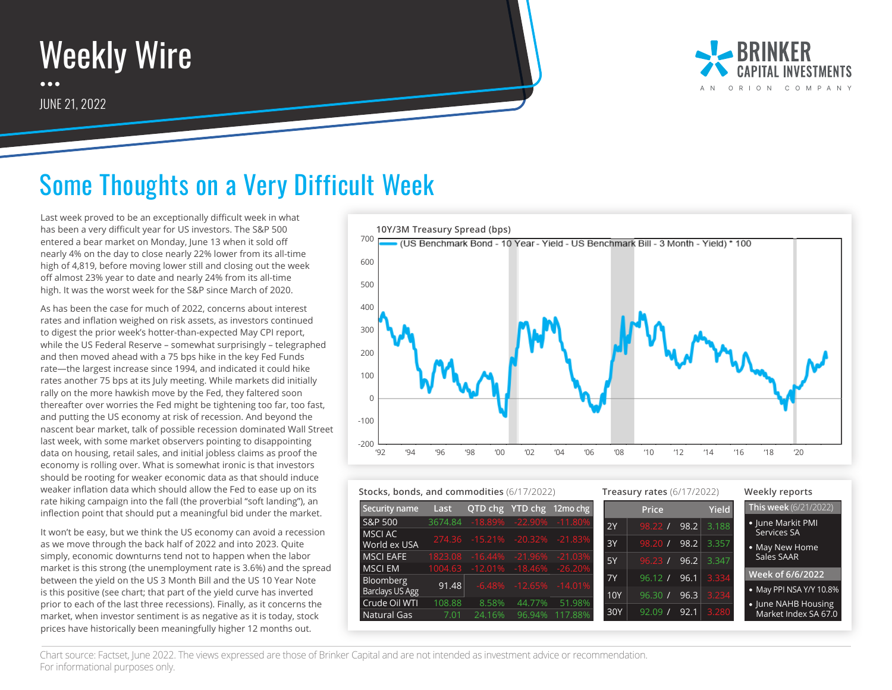# Weekly Wire

JUNE 21, 2022

BRINKER CAPITAL INVESTMENTS
AN ORION COMPANY

## Some Thoughts on a Very Difficult Week

Last week proved to be an exceptionally difficult week in what has been a very difficult year for US investors. The S&P 500 entered a bear market on Monday, June 13 when it sold off nearly 4% on the day to close nearly 22% lower from its all-time high of 4,819, before moving lower still and closing out the week off almost 23% year to date and nearly 24% from its all-time high. It was the worst week for the S&P since March of 2020.

As has been the case for much of 2022, concerns about interest rates and inflation weighed on risk assets, as investors continued to digest the prior week's hotter-than-expected May CPI report, while the US Federal Reserve – somewhat surprisingly – telegraphed and then moved ahead with a 75 bps hike in the key Fed Funds rate—the largest increase since 1994, and indicated it could hike rates another 75 bps at its July meeting. While markets did initially rally on the more hawkish move by the Fed, they faltered soon thereafter over worries the Fed might be tightening too far, too fast, and putting the US economy at risk of recession. And beyond the nascent bear market, talk of possible recession dominated Wall Street last week, with some market observers pointing to disappointing data on housing, retail sales, and initial jobless claims as proof the economy is rolling over. What is somewhat ironic is that investors should be rooting for weaker economic data as that should induce weaker inflation data which should allow the Fed to ease up on its rate hiking campaign into the fall (the proverbial "soft landing"), an inflection point that should put a meaningful bid under the market.

It won't be easy, but we think the US economy can avoid a recession as we move through the back half of 2022 and into 2023. Quite simply, economic downturns tend not to happen when the labor market is this strong (the unemployment rate is 3.6%) and the spread between the yield on the US 3 Month Bill and the US 10 Year Note is this positive (see chart; that part of the yield curve has inverted prior to each of the last three recessions). Finally, as it concerns the market, when investor sentiment is as negative as it is today, stock prices have historically been meaningfully higher 12 months out.

**10Y/3M Treasury Spread (bps)**

(US Benchmark Bond - 10 Year - Yield - US Benchmark Bill - 3 Month - Yield) * 100

**Stocks, bonds, and commodities** (6/17/2022)

| Security name | Last | QTD chg | YTD chg | 12mo chg |
|---|---|---|---|---|
| S&P 500 | 3674.84 | -18.89% | -22.90% | -11.80% |
| MSCI AC World ex USA | 274.36 | -15.21% | -20.32% | -21.83% |
| MSCI EAFE | 1823.08 | -16.44% | -21.96% | -21.03% |
| MSCI EM | 1004.63 | -12.01% | -18.46% | -26.20% |
| Bloomberg Barclays US Agg | 91.48 | -6.48% | -12.65% | -14.01% |
| Crude Oil WTI | 108.88 | 8.58% | 44.77% | 51.98% |
| Natural Gas | 7.01 | 24.16% | 96.94% | 117.88% |

**Treasury rates** (6/17/2022)

| | Price | Yield |
|---|---|---|
| 2Y | 98.22 / 98.2 | 3.188 |
| 3Y | 98.20 / 98.2 | 3.357 |
| 5Y | 96.23 / 96.2 | 3.347 |
| 7Y | 96.12 / 96.1 | 3.334 |
| 10Y | 96.30 / 96.3 | 3.234 |
| 30Y | 92.09 / 92.1 | 3.280 |

**Weekly reports**

This week (6/21/2022)

- June Markit PMI Services SA
- May New Home Sales SAAR

Week of 6/6/2022

- May PPI NSA Y/Y 10.8%
- June NAHB Housing Market Index SA 67.0

Chart source: Factset, June 2022. The views expressed are those of Brinker Capital and are not intended as investment advice or recommendation. For informational purposes only.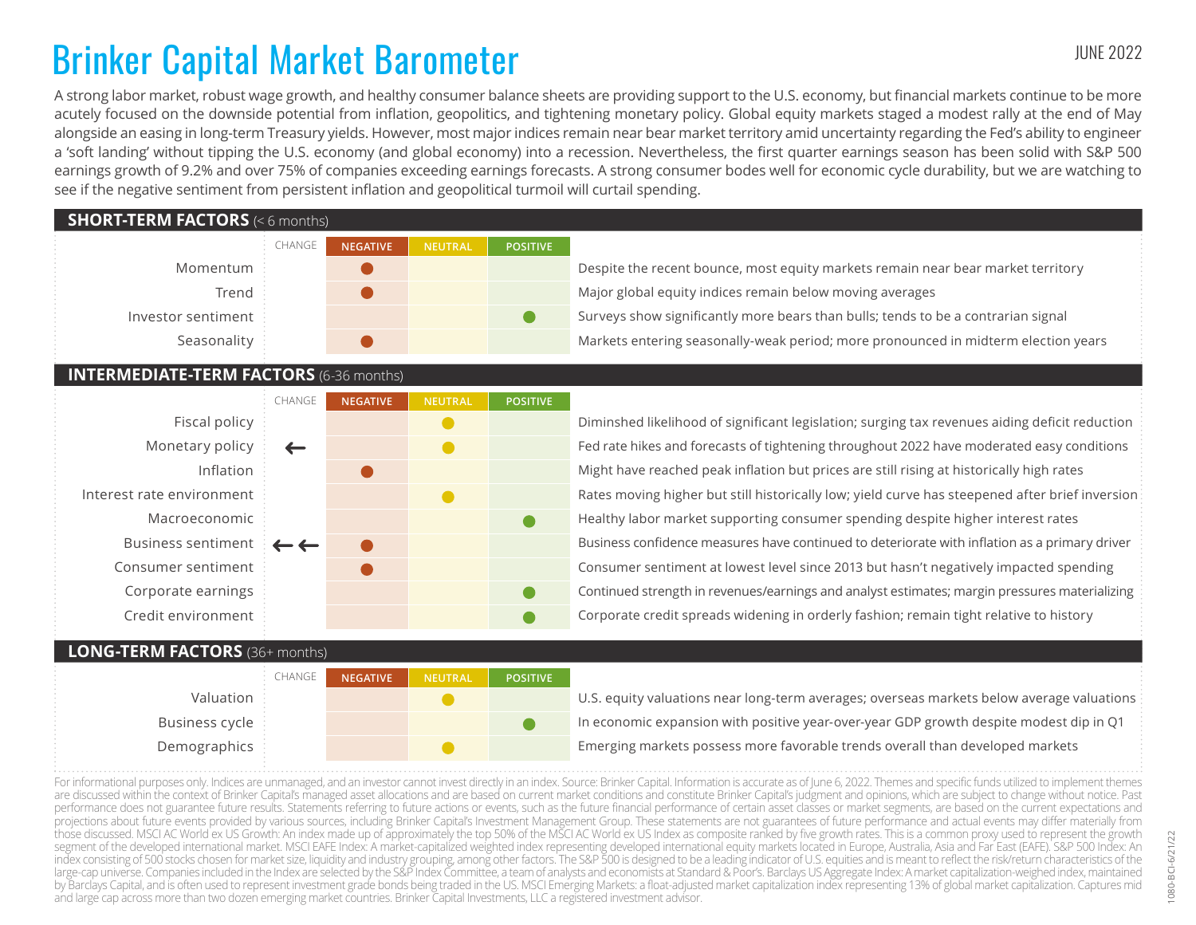# Brinker Capital Market Barometer

JUNE 2022

A strong labor market, robust wage growth, and healthy consumer balance sheets are providing support to the U.S. economy, but financial markets continue to be more acutely focused on the downside potential from inflation, geopolitics, and tightening monetary policy. Global equity markets staged a modest rally at the end of May alongside an easing in long-term Treasury yields. However, most major indices remain near bear market territory amid uncertainty regarding the Fed's ability to engineer a 'soft landing' without tipping the U.S. economy (and global economy) into a recession. Nevertheless, the first quarter earnings season has been solid with S&P 500 earnings growth of 9.2% and over 75% of companies exceeding earnings forecasts. A strong consumer bodes well for economic cycle durability, but we are watching to see if the negative sentiment from persistent inflation and geopolitical turmoil will curtail spending.

## SHORT-TERM FACTORS (< 6 months)

| | CHANGE | NEGATIVE | NEUTRAL | POSITIVE | |
|---|---|---|---|---|---|
| Momentum | | ● | | | Despite the recent bounce, most equity markets remain near bear market territory |
| Trend | | ● | | | Major global equity indices remain below moving averages |
| Investor sentiment | | | | ● | Surveys show significantly more bears than bulls; tends to be a contrarian signal |
| Seasonality | | ● | | | Markets entering seasonally-weak period; more pronounced in midterm election years |

## INTERMEDIATE-TERM FACTORS (6-36 months)

| | CHANGE | NEGATIVE | NEUTRAL | POSITIVE | |
|---|---|---|---|---|---|
| Fiscal policy | | | ● | | Diminshed likelihood of significant legislation; surging tax revenues aiding deficit reduction |
| Monetary policy | ← | | ● | | Fed rate hikes and forecasts of tightening throughout 2022 have moderated easy conditions |
| Inflation | | ● | | | Might have reached peak inflation but prices are still rising at historically high rates |
| Interest rate environment | | | ● | | Rates moving higher but still historically low; yield curve has steepened after brief inversion |
| Macroeconomic | | | | ● | Healthy labor market supporting consumer spending despite higher interest rates |
| Business sentiment | ←← | ● | | | Business confidence measures have continued to deteriorate with inflation as a primary driver |
| Consumer sentiment | | ● | | | Consumer sentiment at lowest level since 2013 but hasn't negatively impacted spending |
| Corporate earnings | | | | ● | Continued strength in revenues/earnings and analyst estimates; margin pressures materializing |
| Credit environment | | | | ● | Corporate credit spreads widening in orderly fashion; remain tight relative to history |

## LONG-TERM FACTORS (36+ months)

| | CHANGE | NEGATIVE | NEUTRAL | POSITIVE | |
|---|---|---|---|---|---|
| Valuation | | | ● | | U.S. equity valuations near long-term averages; overseas markets below average valuations |
| Business cycle | | | | ● | In economic expansion with positive year-over-year GDP growth despite modest dip in Q1 |
| Demographics | | | ● | | Emerging markets possess more favorable trends overall than developed markets |

For informational purposes only. Indices are unmanaged, and an investor cannot invest directly in an index. Source: Brinker Capital. Information is accurate as of June 6, 2022. Themes and specific funds utilized to implement themes are discussed within the context of Brinker Capital's managed asset allocations and are based on current market conditions and constitute Brinker Capital's judgment and opinions, which are subject to change without notice. Past performance does not guarantee future results. Statements referring to future actions or events, such as the future financial performance of certain asset classes or market segments, are based on the current expectations and projections about future events provided by various sources, including Brinker Capital's Investment Management Group. These statements are not guarantees of future performance and actual events may differ materially from those discussed. MSCI AC World ex US Growth: An index made up of approximately the top 50% of the MSCI AC World ex US Index as composite ranked by five growth rates. This is a common proxy used to represent the growth segment of the developed international market. MSCI EAFE Index: A market-capitalized weighted index representing developed international equity markets located in Europe, Australia, Asia and Far East (EAFE). S&P 500 Index: An index consisting of 500 stocks chosen for market size, liquidity and industry grouping, among other factors. The S&P 500 is designed to be a leading indicator of U.S. equities and is meant to reflect the risk/return characteristics of the large-cap universe. Companies included in the Index are selected by the S&P Index Committee, a team of analysts and economists at Standard & Poor's. Barclays US Aggregate Index: A market capitalization-weighed index, maintained by Barclays Capital, and is often used to represent investment grade bonds being traded in the US. MSCI Emerging Markets: a float-adjusted market capitalization index representing 13% of global market capitalization. Captures mid and large cap across more than two dozen emerging market countries. Brinker Capital Investments, LLC a registered investment advisor.

1080-BCI-6/21/22